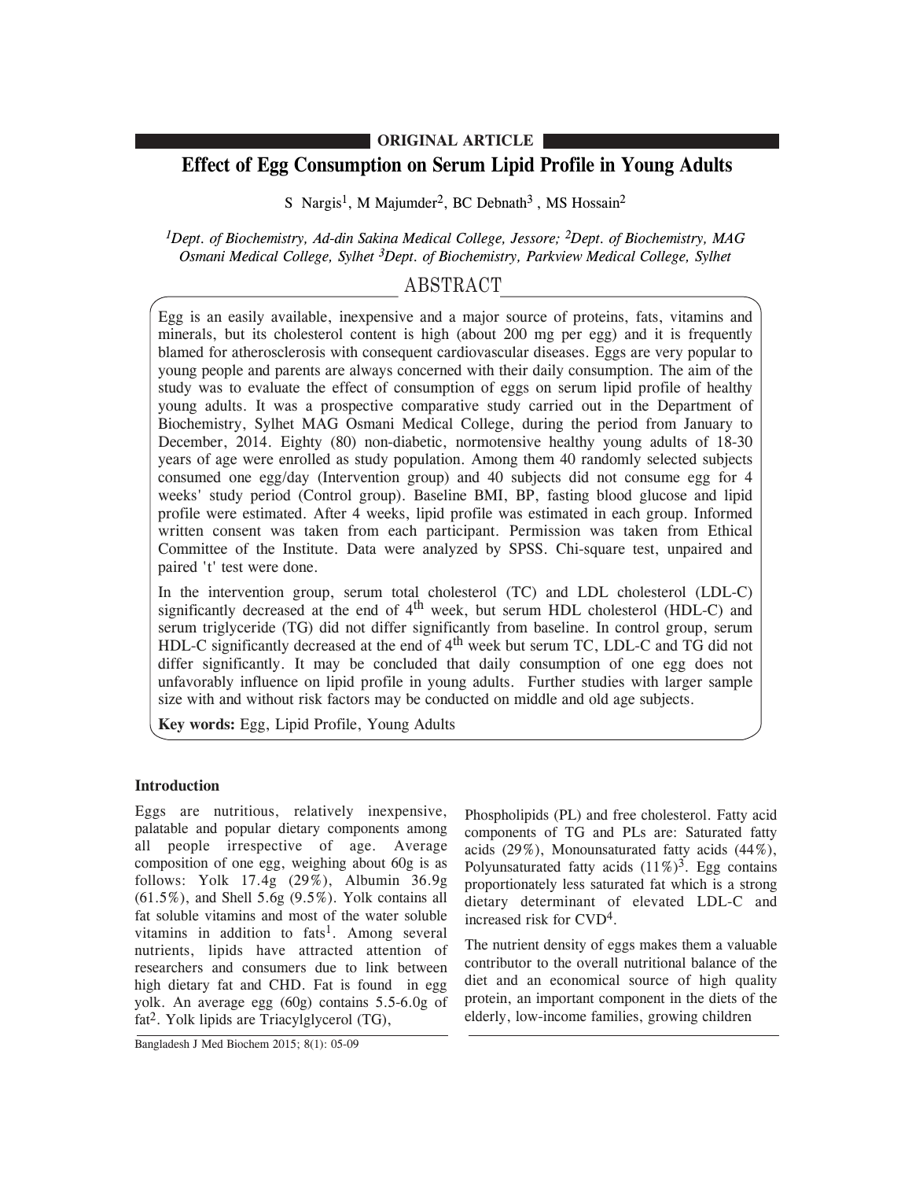**ORIGINAL ARTICLE**

# Effect of Egg Consumption on Serum Lipid Profile in Young Adults

S Nargis[1], M Majumder[2], BC Debnath[3], MS Hossain[2]

*[1]Dept. of Biochemistry, Ad-din Sakina Medical College, Jessore; [2]Dept. of Biochemistry, MAG Osmani Medical College, Sylhet [3]Dept. of Biochemistry, Parkview Medical College, Sylhet*

## ABSTRACT

Egg is an easily available, inexpensive and a major source of proteins, fats, vitamins and minerals, but its cholesterol content is high (about 200 mg per egg) and it is frequently blamed for atherosclerosis with consequent cardiovascular diseases. Eggs are very popular to young people and parents are always concerned with their daily consumption. The aim of the study was to evaluate the effect of consumption of eggs on serum lipid profile of healthy young adults. It was a prospective comparative study carried out in the Department of Biochemistry, Sylhet MAG Osmani Medical College, during the period from January to December, 2014. Eighty (80) non-diabetic, normotensive healthy young adults of 18-30 years of age were enrolled as study population. Among them 40 randomly selected subjects consumed one egg/day (Intervention group) and 40 subjects did not consume egg for 4 weeks' study period (Control group). Baseline BMI, BP, fasting blood glucose and lipid profile were estimated. After 4 weeks, lipid profile was estimated in each group. Informed written consent was taken from each participant. Permission was taken from Ethical Committee of the Institute. Data were analyzed by SPSS. Chi-square test, unpaired and paired 't' test were done.

In the intervention group, serum total cholesterol (TC) and LDL cholesterol (LDL-C) significantly decreased at the end of $4^{th}$ week, but serum HDL cholesterol (HDL-C) and serum triglyceride (TG) did not differ significantly from baseline. In control group, serum HDL-C significantly decreased at the end of $4^{th}$ week but serum TC, LDL-C and TG did not differ significantly. It may be concluded that daily consumption of one egg does not unfavorably influence on lipid profile in young adults. Further studies with larger sample size with and without risk factors may be conducted on middle and old age subjects.

**Key words:** Egg, Lipid Profile, Young Adults

## Introduction

Eggs are nutritious, relatively inexpensive, palatable and popular dietary components among all people irrespective of age. Average composition of one egg, weighing about 60g is as follows: Yolk 17.4g (29%), Albumin 36.9g (61.5%), and Shell 5.6g (9.5%). Yolk contains all fat soluble vitamins and most of the water soluble vitamins in addition to fats[1]. Among several nutrients, lipids have attracted attention of researchers and consumers due to link between high dietary fat and CHD. Fat is found in egg yolk. An average egg (60g) contains 5.5-6.0g of fat[2]. Yolk lipids are Triacylglycerol (TG), Phospholipids (PL) and free cholesterol. Fatty acid components of TG and PLs are: Saturated fatty acids (29%), Monounsaturated fatty acids (44%), Polyunsaturated fatty acids (11%)[3]. Egg contains proportionately less saturated fat which is a strong dietary determinant of elevated LDL-C and increased risk for CVD[4].

The nutrient density of eggs makes them a valuable contributor to the overall nutritional balance of the diet and an economical source of high quality protein, an important component in the diets of the elderly, low-income families, growing children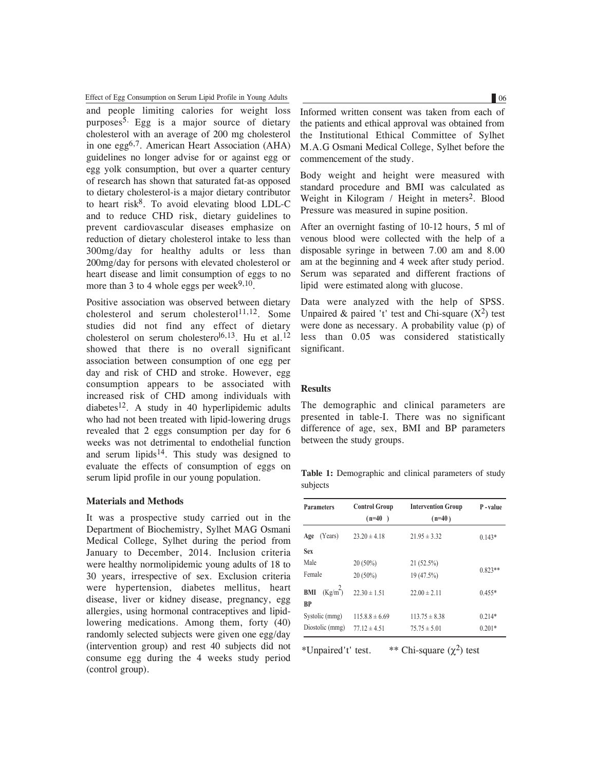and people limiting calories for weight loss purposes[5]. Egg is a major source of dietary cholesterol with an average of 200 mg cholesterol in one egg[6,7]. American Heart Association (AHA) guidelines no longer advise for or against egg or egg yolk consumption, but over a quarter century of research has shown that saturated fat-as opposed to dietary cholesterol-is a major dietary contributor to heart risk[8]. To avoid elevating blood LDL-C and to reduce CHD risk, dietary guidelines to prevent cardiovascular diseases emphasize on reduction of dietary cholesterol intake to less than 300mg/day for healthy adults or less than 200mg/day for persons with elevated cholesterol or heart disease and limit consumption of eggs to no more than 3 to 4 whole eggs per week[9,10].

Positive association was observed between dietary cholesterol and serum cholesterol[11,12]. Some studies did not find any effect of dietary cholesterol on serum cholesterol[6,13]. Hu et al.[12] showed that there is no overall significant association between consumption of one egg per day and risk of CHD and stroke. However, egg consumption appears to be associated with increased risk of CHD among individuals with diabetes[12]. A study in 40 hyperlipidemic adults who had not been treated with lipid-lowering drugs revealed that 2 eggs consumption per day for 6 weeks was not detrimental to endothelial function and serum lipids[14]. This study was designed to evaluate the effects of consumption of eggs on serum lipid profile in our young population.

## Materials and Methods

It was a prospective study carried out in the Department of Biochemistry, Sylhet MAG Osmani Medical College, Sylhet during the period from January to December, 2014. Inclusion criteria were healthy normolipidemic young adults of 18 to 30 years, irrespective of sex. Exclusion criteria were hypertension, diabetes mellitus, heart disease, liver or kidney disease, pregnancy, egg allergies, using hormonal contraceptives and lipid-lowering medications. Among them, forty (40) randomly selected subjects were given one egg/day (intervention group) and rest 40 subjects did not consume egg during the 4 weeks study period (control group).

Informed written consent was taken from each of the patients and ethical approval was obtained from the Institutional Ethical Committee of Sylhet M.A.G Osmani Medical College, Sylhet before the commencement of the study.

Body weight and height were measured with standard procedure and BMI was calculated as Weight in Kilogram / Height in meters$^2$. Blood Pressure was measured in supine position.

After an overnight fasting of 10-12 hours, 5 ml of venous blood were collected with the help of a disposable syringe in between 7.00 am and 8.00 am at the beginning and 4 week after study period. Serum was separated and different fractions of lipid were estimated along with glucose.

Data were analyzed with the help of SPSS. Unpaired & paired 't' test and Chi-square ($X^2$) test were done as necessary. A probability value (p) of less than 0.05 was considered statistically significant.

## Results

The demographic and clinical parameters are presented in table-I. There was no significant difference of age, sex, BMI and BP parameters between the study groups.

**Table 1:** Demographic and clinical parameters of study subjects

| Parameters | Control Group (n=40) | Intervention Group (n=40) | P-value |
|---|---|---|---|
| **Age** (Years) | 23.20 ± 4.18 | 21.95 ± 3.32 | 0.143* |
| **Sex** | | | |
| Male | 20 (50%) | 21 (52.5%) | 0.823** |
| Female | 20 (50%) | 19 (47.5%) | |
| **BMI** (Kg/m$^2$) | 22.30 ± 1.51 | 22.00 ± 2.11 | 0.455* |
| **BP** | | | |
| Systolic (mmg) | 115.8.8 ± 6.69 | 113.75 ± 8.38 | 0.214* |
| Diostolic (mmg) | 77.12 ± 4.51 | 75.75 ± 5.01 | 0.201* |

*Unpaired't' test. ** Chi-square ($\chi^2$) test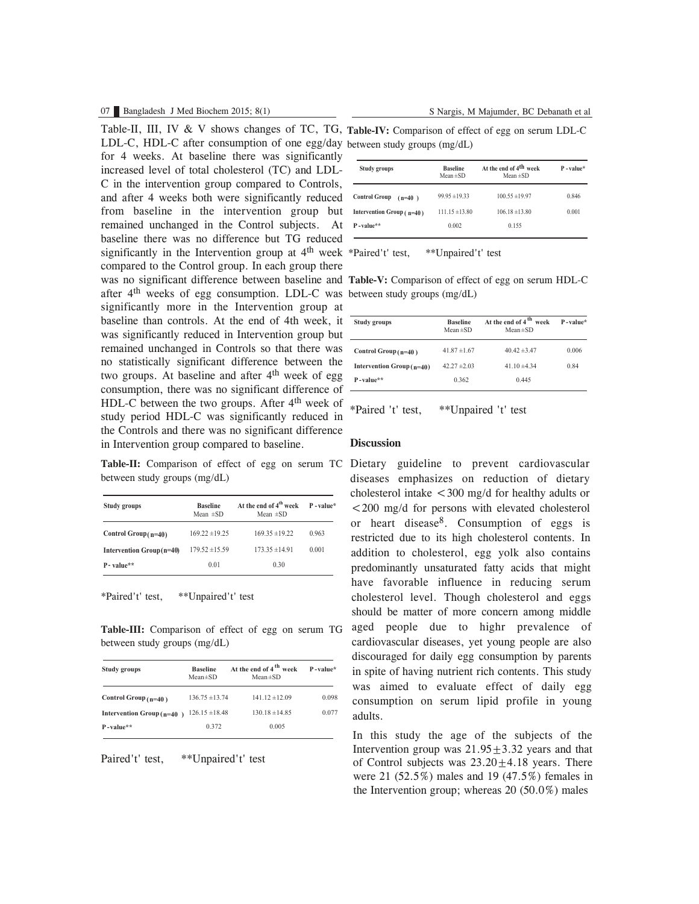Table-II, III, IV & V shows changes of TC, TG, LDL-C, HDL-C after consumption of one egg/day for 4 weeks. At baseline there was significantly increased level of total cholesterol (TC) and LDL-C in the intervention group compared to Controls, and after 4 weeks both were significantly reduced from baseline in the intervention group but remained unchanged in the Control subjects. At baseline there was no difference but TG reduced significantly in the Intervention group at 4[th] week compared to the Control group. In each group there was no significant difference between baseline and after 4[th] weeks of egg consumption. LDL-C was significantly more in the Intervention group at baseline than controls. At the end of 4th week, it was significantly reduced in Intervention group but remained unchanged in Controls so that there was no statistically significant difference between the two groups. At baseline and after 4[th] week of egg consumption, there was no significant difference of HDL-C between the two groups. After 4[th] week of study period HDL-C was significantly reduced in the Controls and there was no significant difference in Intervention group compared to baseline.

**Table-II:** Comparison of effect of egg on serum TC between study groups (mg/dL)

| Study groups | Baseline Mean ±SD | At the end of 4[th] week Mean ±SD | P - value* |
|---|---|---|---|
| Control Group (n=40) | 169.22 ±19.25 | 169.35 ±19.22 | 0.963 |
| Intervention Group (n=40) | 179.52 ±15.59 | 173.35 ±14.91 | 0.001 |
| P- value** | 0.01 | 0.30 | |

*Paired't' test, **Unpaired't' test

**Table-III:** Comparison of effect of egg on serum TG between study groups (mg/dL)

| Study groups | Baseline Mean±SD | At the end of 4[th] week Mean±SD | P - value* |
|---|---|---|---|
| Control Group (n=40) | 136.75 ±13.74 | 141.12 ±12.09 | 0.098 |
| Intervention Group (n=40) | 126.15 ±18.48 | 130.18 ±14.85 | 0.077 |
| P - value** | 0.372 | 0.005 | |

Paired't' test, **Unpaired't' test

**Table-IV:** Comparison of effect of egg on serum LDL-C between study groups (mg/dL)

| Study groups | Baseline Mean ±SD | At the end of 4[th] week Mean ±SD | P - value* |
|---|---|---|---|
| Control Group (n=40) | 99.95 ±19.33 | 100.55 ±19.97 | 0.846 |
| Intervention Group (n=40) | 111.15 ±13.80 | 106.18 ±13.80 | 0.001 |
| P - value** | 0.002 | 0.155 | |

*Paired't' test, **Unpaired't' test

**Table-V:** Comparison of effect of egg on serum HDL-C between study groups (mg/dL)

| Study groups | Baseline Mean ±SD | At the end of 4[th] week Mean ±SD | P - value* |
|---|---|---|---|
| Control Group (n=40) | 41.87 ±1.67 | 40.42 ±3.47 | 0.006 |
| Intervention Group (n=40) | 42.27 ±2.03 | 41.10 ±4.34 | 0.84 |
| P - value** | 0.362 | 0.445 | |

*Paired 't' test, **Unpaired 't' test

## Discussion

Dietary guideline to prevent cardiovascular diseases emphasizes on reduction of dietary cholesterol intake <300 mg/d for healthy adults or <200 mg/d for persons with elevated cholesterol or heart disease[8]. Consumption of eggs is restricted due to its high cholesterol contents. In addition to cholesterol, egg yolk also contains predominantly unsaturated fatty acids that might have favorable influence in reducing serum cholesterol level. Though cholesterol and eggs should be matter of more concern among middle aged people due to highr prevalence of cardiovascular diseases, yet young people are also discouraged for daily egg consumption by parents in spite of having nutrient rich contents. This study was aimed to evaluate effect of daily egg consumption on serum lipid profile in young adults.

In this study the age of the subjects of the Intervention group was 21.95±3.32 years and that of Control subjects was 23.20±4.18 years. There were 21 (52.5%) males and 19 (47.5%) females in the Intervention group; whereas 20 (50.0%) males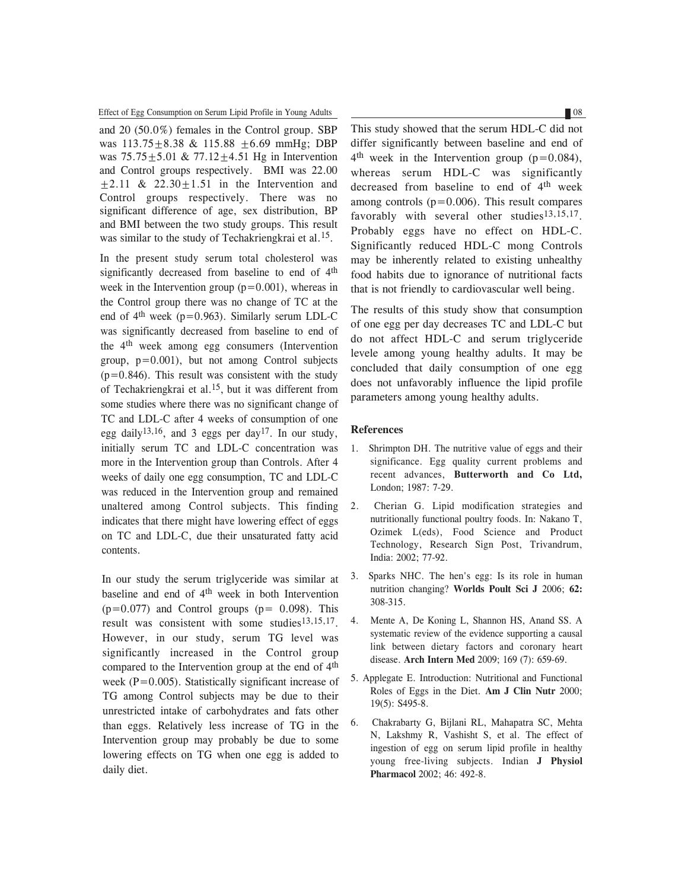and 20 (50.0%) females in the Control group. SBP was 113.75±8.38 & 115.88 ±6.69 mmHg; DBP was 75.75±5.01 & 77.12±4.51 Hg in Intervention and Control groups respectively. BMI was 22.00 ±2.11 & 22.30±1.51 in the Intervention and Control groups respectively. There was no significant difference of age, sex distribution, BP and BMI between the two study groups. This result was similar to the study of Techakriengkrai et al.[15].

In the present study serum total cholesterol was significantly decreased from baseline to end of 4th week in the Intervention group ($p=0.001$), whereas in the Control group there was no change of TC at the end of 4th week ($p=0.963$). Similarly serum LDL-C was significantly decreased from baseline to end of the 4th week among egg consumers (Intervention group, $p=0.001$), but not among Control subjects ($p=0.846$). This result was consistent with the study of Techakriengkrai et al.[15], but it was different from some studies where there was no significant change of TC and LDL-C after 4 weeks of consumption of one egg daily[13,16], and 3 eggs per day[17]. In our study, initially serum TC and LDL-C concentration was more in the Intervention group than Controls. After 4 weeks of daily one egg consumption, TC and LDL-C was reduced in the Intervention group and remained unaltered among Control subjects. This finding indicates that there might have lowering effect of eggs on TC and LDL-C, due their unsaturated fatty acid contents.

In our study the serum triglyceride was similar at baseline and end of 4th week in both Intervention ($p=0.077$) and Control groups ($p= 0.098$). This result was consistent with some studies[13,15,17]. However, in our study, serum TG level was significantly increased in the Control group compared to the Intervention group at the end of 4th week ($P=0.005$). Statistically significant increase of TG among Control subjects may be due to their unrestricted intake of carbohydrates and fats other than eggs. Relatively less increase of TG in the Intervention group may probably be due to some lowering effects on TG when one egg is added to daily diet.

This study showed that the serum HDL-C did not differ significantly between baseline and end of 4th week in the Intervention group ($p=0.084$), whereas serum HDL-C was significantly decreased from baseline to end of 4th week among controls ($p=0.006$). This result compares favorably with several other studies[13,15,17]. Probably eggs have no effect on HDL-C. Significantly reduced HDL-C mong Controls may be inherently related to existing unhealthy food habits due to ignorance of nutritional facts that is not friendly to cardiovascular well being.

The results of this study show that consumption of one egg per day decreases TC and LDL-C but do not affect HDL-C and serum triglyceride levele among young healthy adults. It may be concluded that daily consumption of one egg does not unfavorably influence the lipid profile parameters among young healthy adults.

## References

1. Shrimpton DH. The nutritive value of eggs and their significance. Egg quality current problems and recent advances, **Butterworth and Co Ltd,** London; 1987: 7-29.
2. Cherian G. Lipid modification strategies and nutritionally functional poultry foods. In: Nakano T, Ozimek L(eds), Food Science and Product Technology, Research Sign Post, Trivandrum, India: 2002; 77-92.
3. Sparks NHC. The hen's egg: Is its role in human nutrition changing? **Worlds Poult Sci J** 2006; **62:** 308-315.
4. Mente A, De Koning L, Shannon HS, Anand SS. A systematic review of the evidence supporting a causal link between dietary factors and coronary heart disease. **Arch Intern Med** 2009; 169 (7): 659-69.
5. Applegate E. Introduction: Nutritional and Functional Roles of Eggs in the Diet. **Am J Clin Nutr** 2000; 19(5): S495-8.
6. Chakrabarty G, Bijlani RL, Mahapatra SC, Mehta N, Lakshmy R, Vashisht S, et al. The effect of ingestion of egg on serum lipid profile in healthy young free-living subjects. Indian **J Physiol Pharmacol** 2002; 46: 492-8.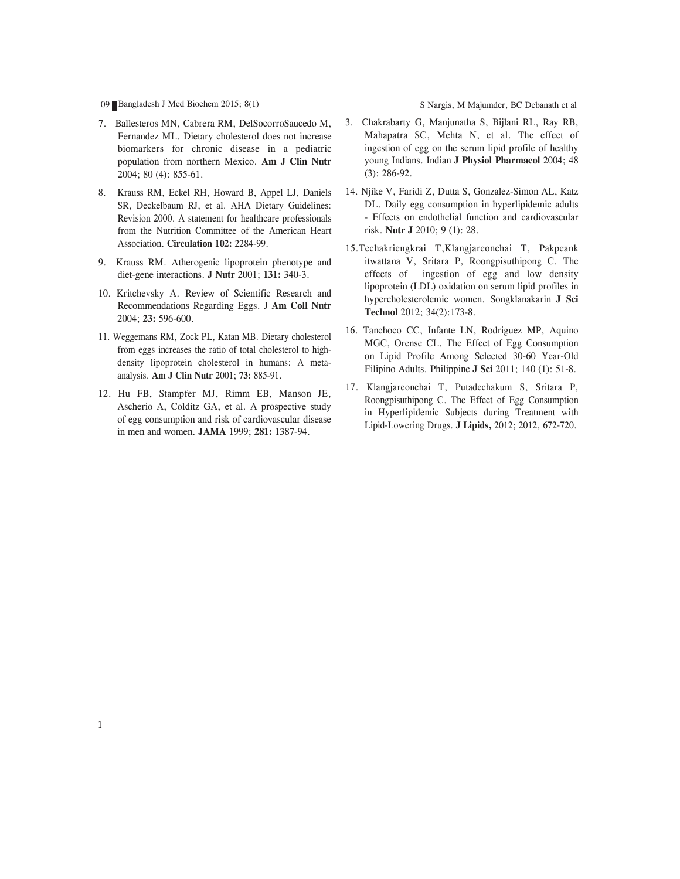7. Ballesteros MN, Cabrera RM, DelSocorroSaucedo M, Fernandez ML. Dietary cholesterol does not increase biomarkers for chronic disease in a pediatric population from northern Mexico. **Am J Clin Nutr** 2004; 80 (4): 855-61.

8. Krauss RM, Eckel RH, Howard B, Appel LJ, Daniels SR, Deckelbaum RJ, et al. AHA Dietary Guidelines: Revision 2000. A statement for healthcare professionals from the Nutrition Committee of the American Heart Association. **Circulation 102:** 2284-99.

9. Krauss RM. Atherogenic lipoprotein phenotype and diet-gene interactions. **J Nutr** 2001; **131:** 340-3.

10. Kritchevsky A. Review of Scientific Research and Recommendations Regarding Eggs. J **Am Coll Nutr** 2004; **23:** 596-600.

11. Weggemans RM, Zock PL, Katan MB. Dietary cholesterol from eggs increases the ratio of total cholesterol to high-density lipoprotein cholesterol in humans: A meta-analysis. **Am J Clin Nutr** 2001; **73:** 885-91.

12. Hu FB, Stampfer MJ, Rimm EB, Manson JE, Ascherio A, Colditz GA, et al. A prospective study of egg consumption and risk of cardiovascular disease in men and women. **JAMA** 1999; **281:** 1387-94.

3. Chakrabarty G, Manjunatha S, Bijlani RL, Ray RB, Mahapatra SC, Mehta N, et al. The effect of ingestion of egg on the serum lipid profile of healthy young Indians. Indian **J Physiol Pharmacol** 2004; 48 (3): 286-92.

14. Njike V, Faridi Z, Dutta S, Gonzalez-Simon AL, Katz DL. Daily egg consumption in hyperlipidemic adults - Effects on endothelial function and cardiovascular risk. **Nutr J** 2010; 9 (1): 28.

15. Techakriengkrai T,Klangjareonchai T, Pakpeank itwattana V, Sritara P, Roongpisuthipong C. The effects of ingestion of egg and low density lipoprotein (LDL) oxidation on serum lipid profiles in hypercholesterolemic women. Songklanakarin **J Sci Technol** 2012; 34(2):173-8.

16. Tanchoco CC, Infante LN, Rodriguez MP, Aquino MGC, Orense CL. The Effect of Egg Consumption on Lipid Profile Among Selected 30-60 Year-Old Filipino Adults. Philippine **J Sci** 2011; 140 (1): 51-8.

17. Klangjareonchai T, Putadechakum S, Sritara P, Roongpisuthipong C. The Effect of Egg Consumption in Hyperlipidemic Subjects during Treatment with Lipid-Lowering Drugs. **J Lipids,** 2012; 2012, 672-720.